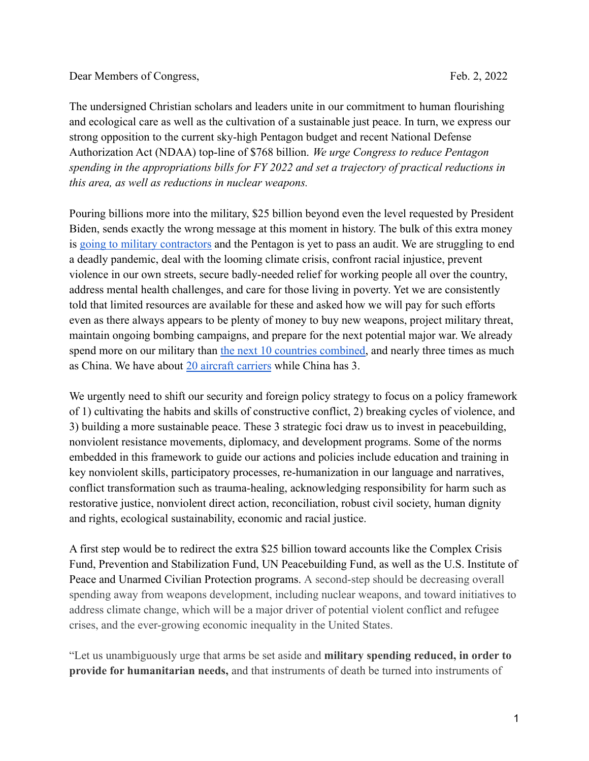Dear Members of Congress, Feb. 2, 2022

The undersigned Christian scholars and leaders unite in our commitment to human flourishing and ecological care as well as the cultivation of a sustainable just peace. In turn, we express our strong opposition to the current sky-high Pentagon budget and recent National Defense Authorization Act (NDAA) top-line of $768 billion. *We urge Congress to reduce Pentagon spending in the appropriations bills for FY 2022 and set a trajectory of practical reductions in this area, as well as reductions in nuclear weapons.*

Pouring billions more into the military, $25 billion beyond even the level requested by President Biden, sends exactly the wrong message at this moment in history. The bulk of this extra money is going to military contractors and the Pentagon is yet to pass an audit. We are struggling to end a deadly pandemic, deal with the looming climate crisis, confront racial injustice, prevent violence in our own streets, secure badly-needed relief for working people all over the country, address mental health challenges, and care for those living in poverty. Yet we are consistently told that limited resources are available for these and asked how we will pay for such efforts even as there always appears to be plenty of money to buy new weapons, project military threat, maintain ongoing bombing campaigns, and prepare for the next potential major war. We already spend more on our military than the next 10 countries combined, and nearly three times as much as China. We have about 20 aircraft carriers while China has 3.

We urgently need to shift our security and foreign policy strategy to focus on a policy framework of 1) cultivating the habits and skills of constructive conflict, 2) breaking cycles of violence, and 3) building a more sustainable peace. These 3 strategic foci draw us to invest in peacebuilding, nonviolent resistance movements, diplomacy, and development programs. Some of the norms embedded in this framework to guide our actions and policies include education and training in key nonviolent skills, participatory processes, re-humanization in our language and narratives, conflict transformation such as trauma-healing, acknowledging responsibility for harm such as restorative justice, nonviolent direct action, reconciliation, robust civil society, human dignity and rights, ecological sustainability, economic and racial justice.

A first step would be to redirect the extra $25 billion toward accounts like the Complex Crisis Fund, Prevention and Stabilization Fund, UN Peacebuilding Fund, as well as the U.S. Institute of Peace and Unarmed Civilian Protection programs. A second-step should be decreasing overall spending away from weapons development, including nuclear weapons, and toward initiatives to address climate change, which will be a major driver of potential violent conflict and refugee crises, and the ever-growing economic inequality in the United States.

"Let us unambiguously urge that arms be set aside and **military spending reduced, in order to provide for humanitarian needs,** and that instruments of death be turned into instruments of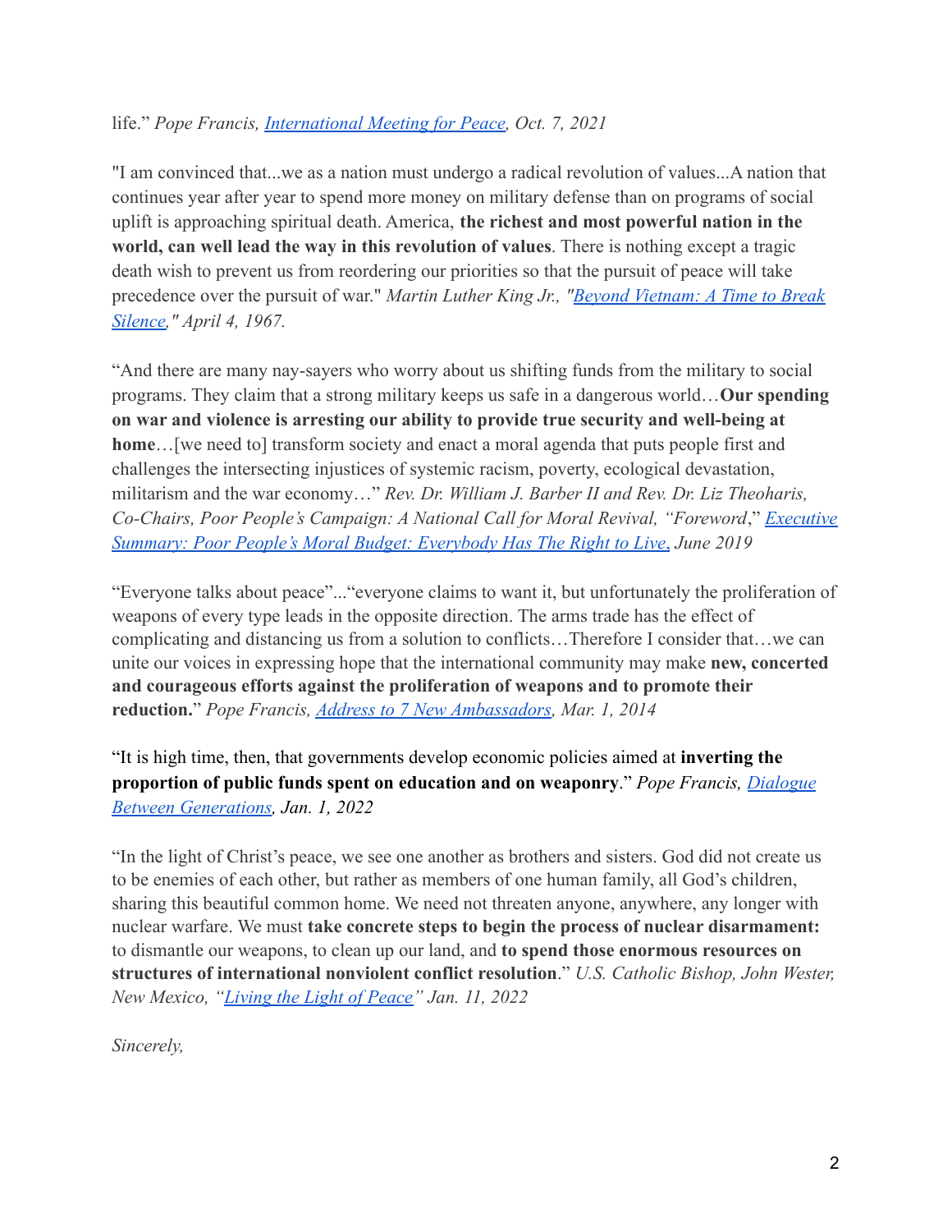life." *Pope Francis, International Meeting for Peace, Oct. 7, 2021*

"I am convinced that...we as a nation must undergo a radical revolution of values...A nation that continues year after year to spend more money on military defense than on programs of social uplift is approaching spiritual death. America, **the richest and most powerful nation in the world, can well lead the way in this revolution of values**. There is nothing except a tragic death wish to prevent us from reordering our priorities so that the pursuit of peace will take precedence over the pursuit of war." *Martin Luther King Jr., "Beyond Vietnam: A Time to Break Silence," April 4, 1967.*

"And there are many nay-sayers who worry about us shifting funds from the military to social programs. They claim that a strong military keeps us safe in a dangerous world…**Our spending on war and violence is arresting our ability to provide true security and well-being at home**…[we need to] transform society and enact a moral agenda that puts people first and challenges the intersecting injustices of systemic racism, poverty, ecological devastation, militarism and the war economy…" *Rev. Dr. William J. Barber II and Rev. Dr. Liz Theoharis, Co-Chairs, Poor People's Campaign: A National Call for Moral Revival, "Foreword," Executive Summary: Poor People's Moral Budget: Everybody Has The Right to Live, June 2019*

"Everyone talks about peace"..."everyone claims to want it, but unfortunately the proliferation of weapons of every type leads in the opposite direction. The arms trade has the effect of complicating and distancing us from a solution to conflicts…Therefore I consider that…we can unite our voices in expressing hope that the international community may make **new, concerted and courageous efforts against the proliferation of weapons and to promote their reduction.**" *Pope Francis, Address to 7 New Ambassadors, Mar. 1, 2014*

"It is high time, then, that governments develop economic policies aimed at **inverting the proportion of public funds spent on education and on weaponry**." *Pope Francis, Dialogue Between Generations, Jan. 1, 2022*

"In the light of Christ's peace, we see one another as brothers and sisters. God did not create us to be enemies of each other, but rather as members of one human family, all God's children, sharing this beautiful common home. We need not threaten anyone, anywhere, any longer with nuclear warfare. We must **take concrete steps to begin the process of nuclear disarmament:** to dismantle our weapons, to clean up our land, and **to spend those enormous resources on structures of international nonviolent conflict resolution**." *U.S. Catholic Bishop, John Wester, New Mexico, "Living the Light of Peace" Jan. 11, 2022*

*Sincerely,*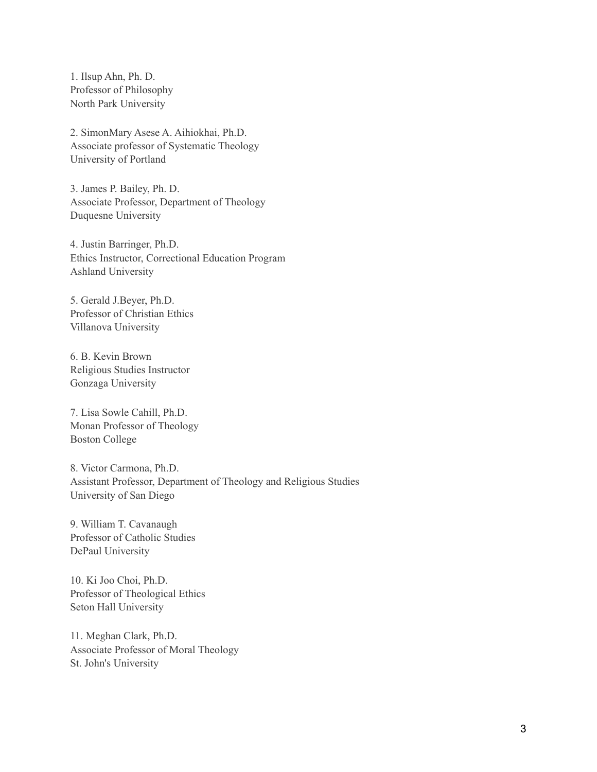1. Ilsup Ahn, Ph. D.
Professor of Philosophy
North Park University

2. SimonMary Asese A. Aihiokhai, Ph.D.
Associate professor of Systematic Theology
University of Portland

3. James P. Bailey, Ph. D.
Associate Professor, Department of Theology
Duquesne University

4. Justin Barringer, Ph.D.
Ethics Instructor, Correctional Education Program
Ashland University

5. Gerald J.Beyer, Ph.D.
Professor of Christian Ethics
Villanova University

6. B. Kevin Brown
Religious Studies Instructor
Gonzaga University

7. Lisa Sowle Cahill, Ph.D.
Monan Professor of Theology
Boston College

8. Victor Carmona, Ph.D.
Assistant Professor, Department of Theology and Religious Studies
University of San Diego

9. William T. Cavanaugh
Professor of Catholic Studies
DePaul University

10. Ki Joo Choi, Ph.D.
Professor of Theological Ethics
Seton Hall University

11. Meghan Clark, Ph.D.
Associate Professor of Moral Theology
St. John's University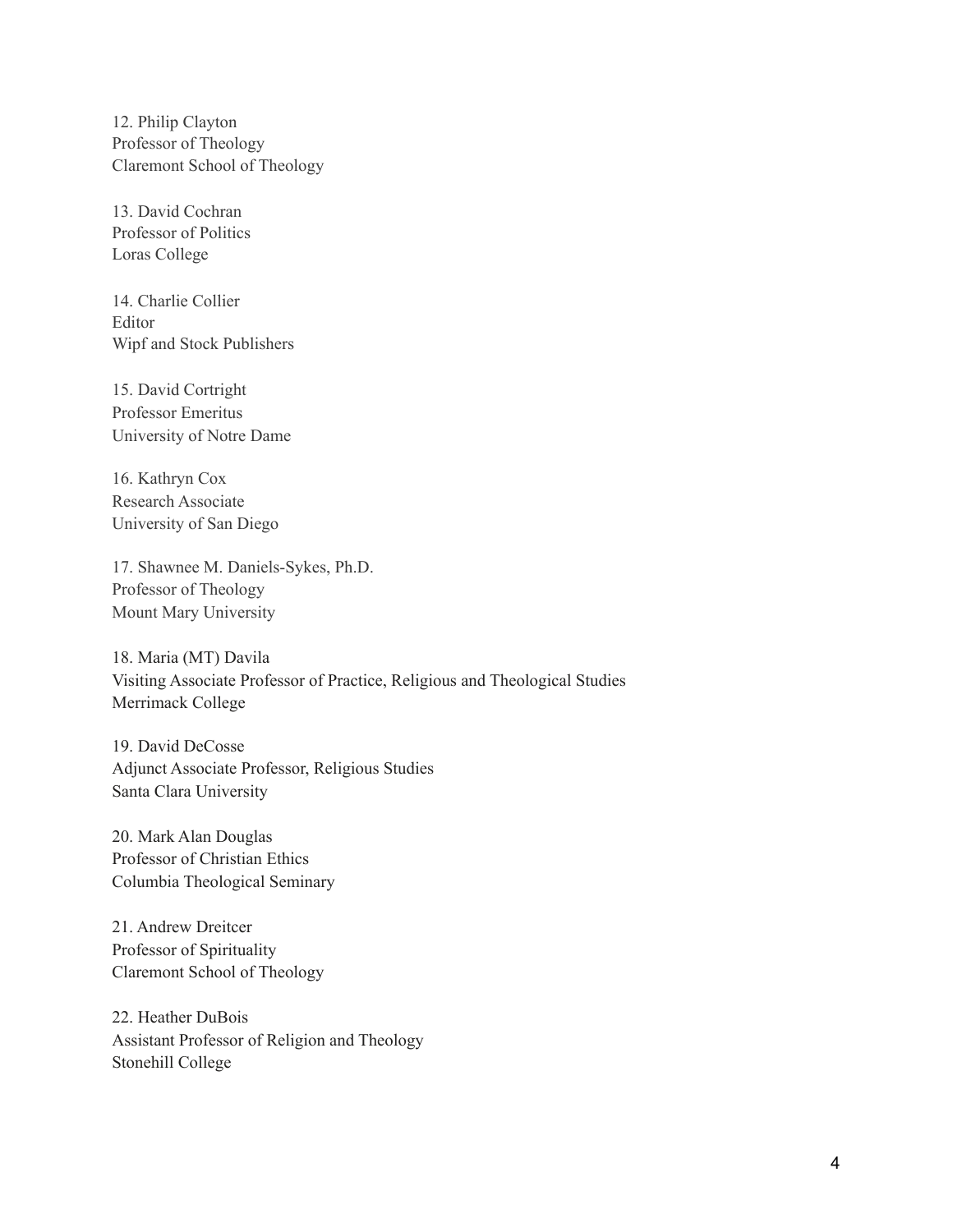12. Philip Clayton
Professor of Theology
Claremont School of Theology

13. David Cochran
Professor of Politics
Loras College

14. Charlie Collier
Editor
Wipf and Stock Publishers

15. David Cortright
Professor Emeritus
University of Notre Dame

16. Kathryn Cox
Research Associate
University of San Diego

17. Shawnee M. Daniels-Sykes, Ph.D.
Professor of Theology
Mount Mary University

18. Maria (MT) Davila
Visiting Associate Professor of Practice, Religious and Theological Studies
Merrimack College

19. David DeCosse
Adjunct Associate Professor, Religious Studies
Santa Clara University

20. Mark Alan Douglas
Professor of Christian Ethics
Columbia Theological Seminary

21. Andrew Dreitcer
Professor of Spirituality
Claremont School of Theology

22. Heather DuBois
Assistant Professor of Religion and Theology
Stonehill College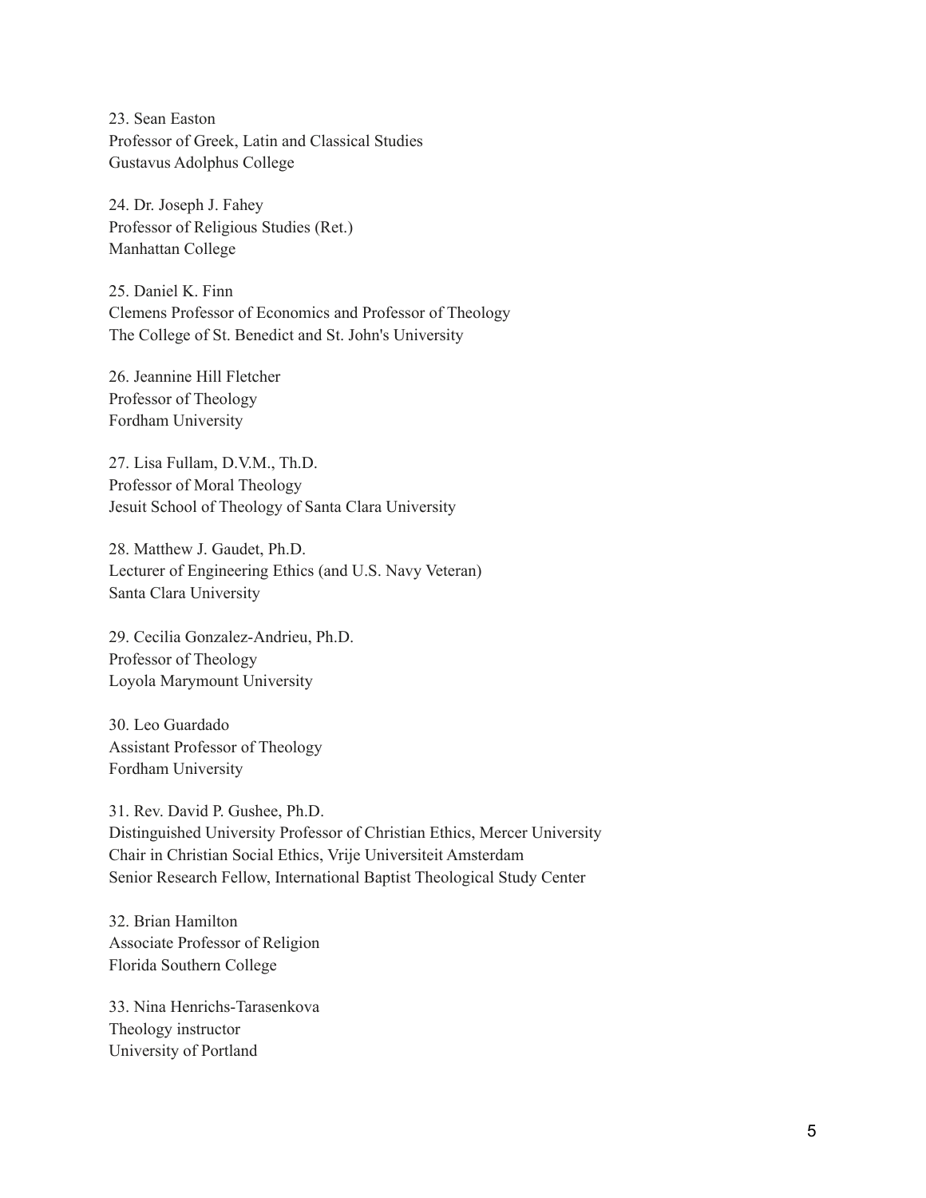23. Sean Easton
Professor of Greek, Latin and Classical Studies
Gustavus Adolphus College

24. Dr. Joseph J. Fahey
Professor of Religious Studies (Ret.)
Manhattan College

25. Daniel K. Finn
Clemens Professor of Economics and Professor of Theology
The College of St. Benedict and St. John's University

26. Jeannine Hill Fletcher
Professor of Theology
Fordham University

27. Lisa Fullam, D.V.M., Th.D.
Professor of Moral Theology
Jesuit School of Theology of Santa Clara University

28. Matthew J. Gaudet, Ph.D.
Lecturer of Engineering Ethics (and U.S. Navy Veteran)
Santa Clara University

29. Cecilia Gonzalez-Andrieu, Ph.D.
Professor of Theology
Loyola Marymount University

30. Leo Guardado
Assistant Professor of Theology
Fordham University

31. Rev. David P. Gushee, Ph.D.
Distinguished University Professor of Christian Ethics, Mercer University
Chair in Christian Social Ethics, Vrije Universiteit Amsterdam
Senior Research Fellow, International Baptist Theological Study Center

32. Brian Hamilton
Associate Professor of Religion
Florida Southern College

33. Nina Henrichs-Tarasenkova
Theology instructor
University of Portland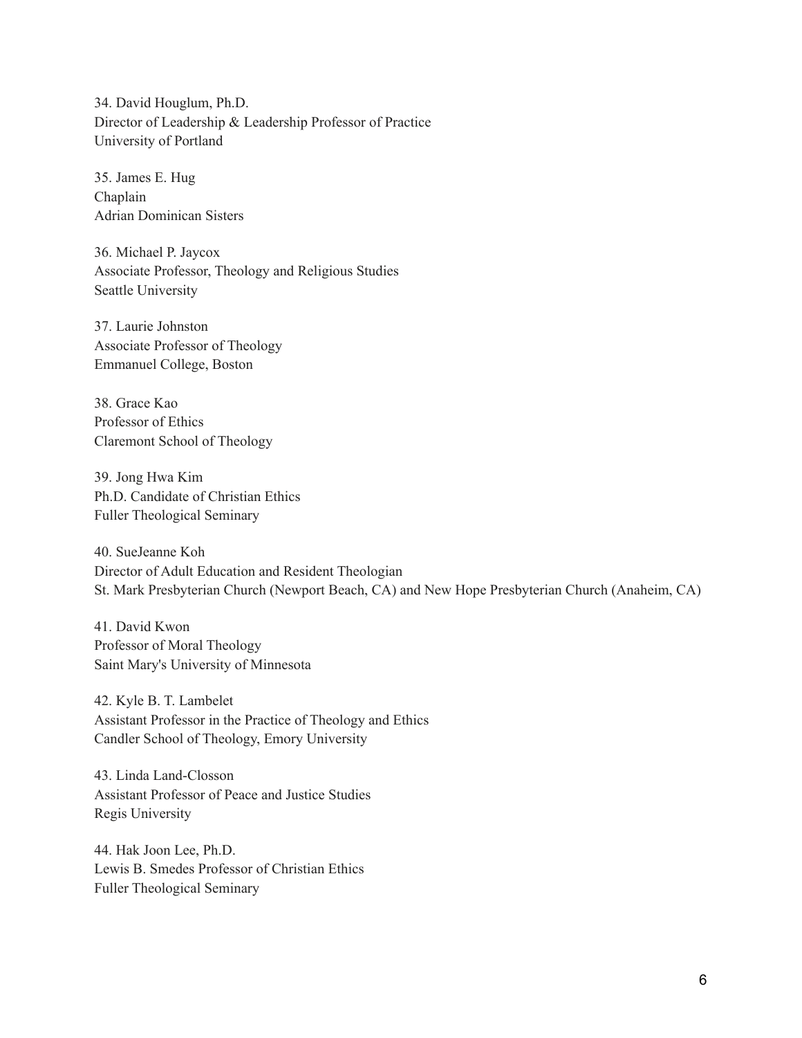34. David Houglum, Ph.D.  
Director of Leadership & Leadership Professor of Practice  
University of Portland

35. James E. Hug  
Chaplain  
Adrian Dominican Sisters

36. Michael P. Jaycox  
Associate Professor, Theology and Religious Studies  
Seattle University

37. Laurie Johnston  
Associate Professor of Theology  
Emmanuel College, Boston

38. Grace Kao  
Professor of Ethics  
Claremont School of Theology

39. Jong Hwa Kim  
Ph.D. Candidate of Christian Ethics  
Fuller Theological Seminary

40. SueJeanne Koh  
Director of Adult Education and Resident Theologian  
St. Mark Presbyterian Church (Newport Beach, CA) and New Hope Presbyterian Church (Anaheim, CA)

41. David Kwon  
Professor of Moral Theology  
Saint Mary's University of Minnesota

42. Kyle B. T. Lambelet  
Assistant Professor in the Practice of Theology and Ethics  
Candler School of Theology, Emory University

43. Linda Land-Closson  
Assistant Professor of Peace and Justice Studies  
Regis University

44. Hak Joon Lee, Ph.D.  
Lewis B. Smedes Professor of Christian Ethics  
Fuller Theological Seminary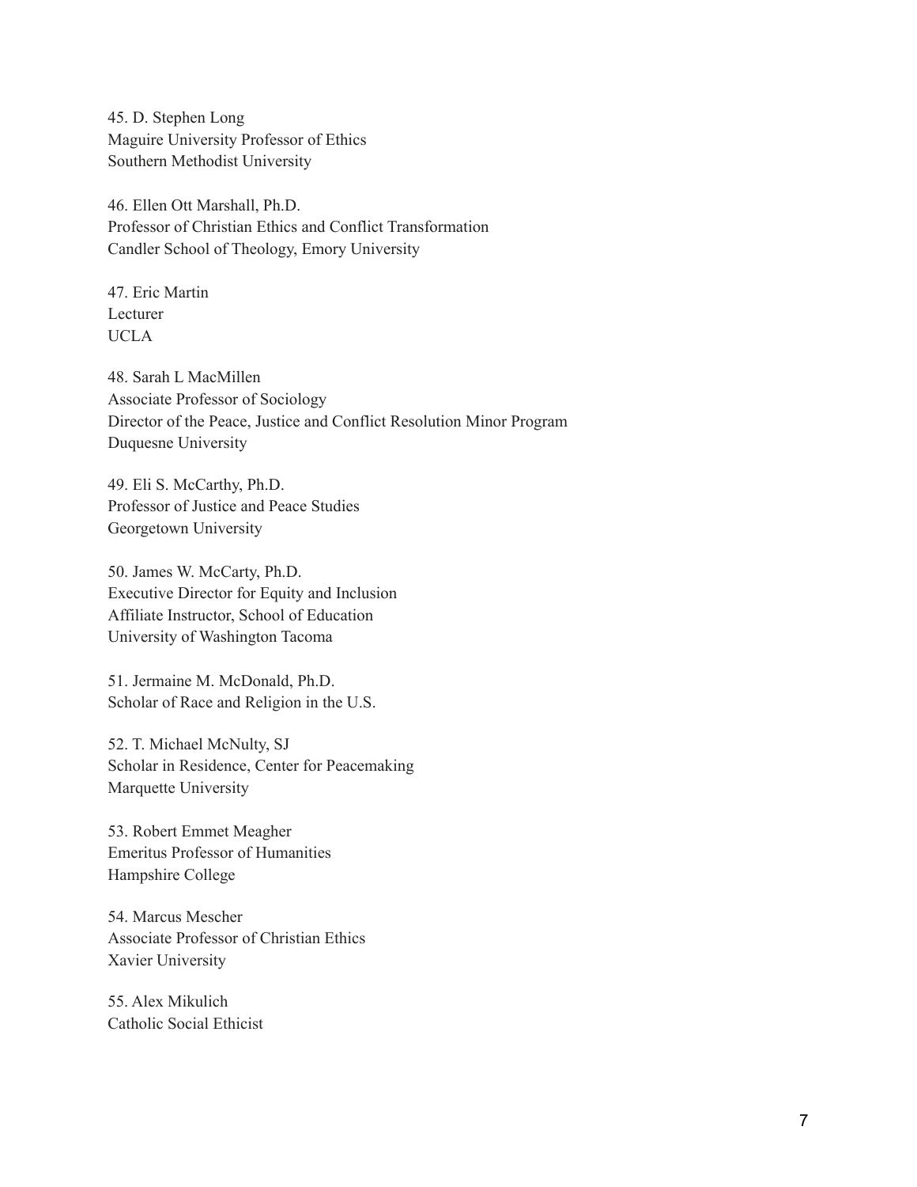45. D. Stephen Long
Maguire University Professor of Ethics
Southern Methodist University

46. Ellen Ott Marshall, Ph.D.
Professor of Christian Ethics and Conflict Transformation
Candler School of Theology, Emory University

47. Eric Martin
Lecturer
UCLA

48. Sarah L MacMillen
Associate Professor of Sociology
Director of the Peace, Justice and Conflict Resolution Minor Program
Duquesne University

49. Eli S. McCarthy, Ph.D.
Professor of Justice and Peace Studies
Georgetown University

50. James W. McCarty, Ph.D.
Executive Director for Equity and Inclusion
Affiliate Instructor, School of Education
University of Washington Tacoma

51. Jermaine M. McDonald, Ph.D.
Scholar of Race and Religion in the U.S.

52. T. Michael McNulty, SJ
Scholar in Residence, Center for Peacemaking
Marquette University

53. Robert Emmet Meagher
Emeritus Professor of Humanities
Hampshire College

54. Marcus Mescher
Associate Professor of Christian Ethics
Xavier University

55. Alex Mikulich
Catholic Social Ethicist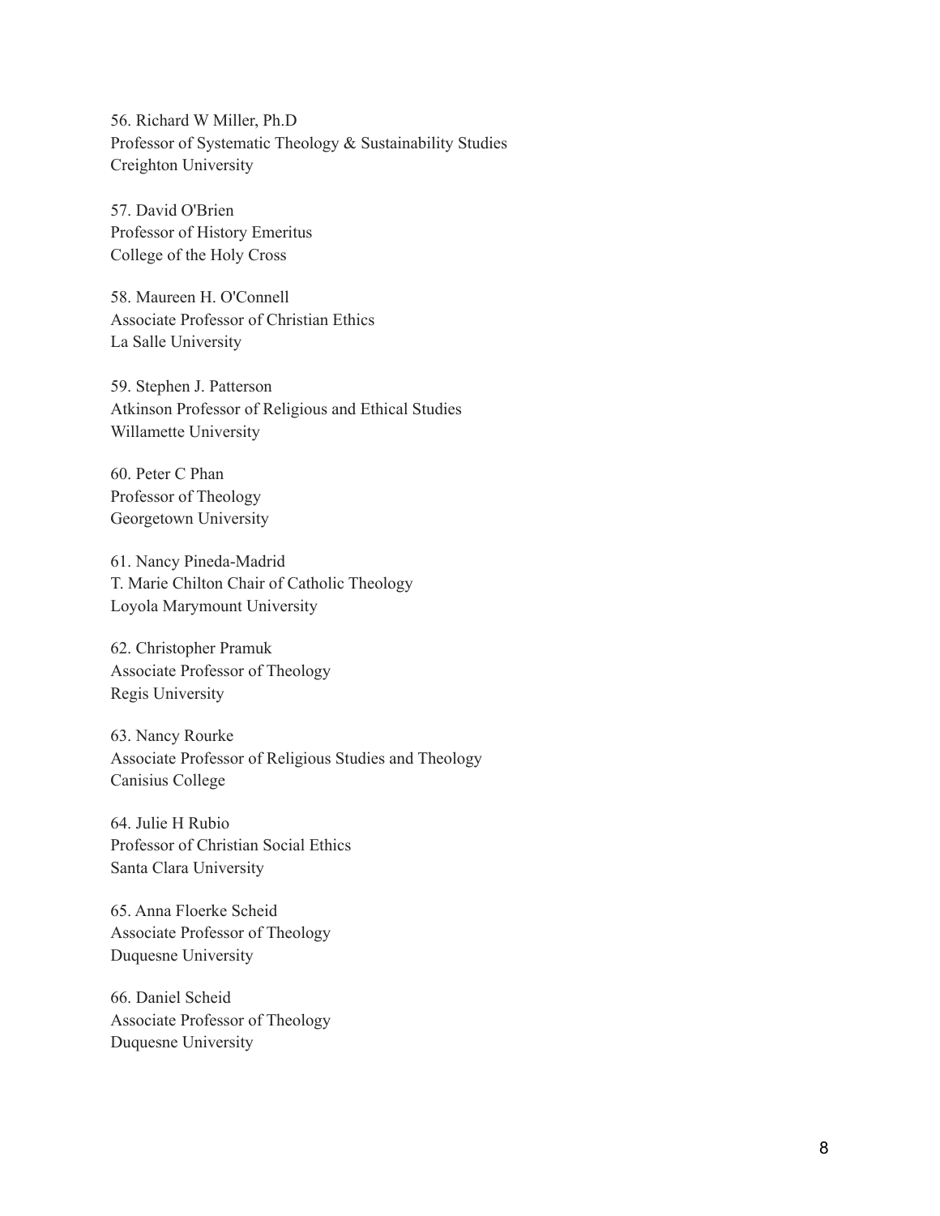56. Richard W Miller, Ph.D  
Professor of Systematic Theology & Sustainability Studies  
Creighton University

57. David O'Brien  
Professor of History Emeritus  
College of the Holy Cross

58. Maureen H. O'Connell  
Associate Professor of Christian Ethics  
La Salle University

59. Stephen J. Patterson  
Atkinson Professor of Religious and Ethical Studies  
Willamette University

60. Peter C Phan  
Professor of Theology  
Georgetown University

61. Nancy Pineda-Madrid  
T. Marie Chilton Chair of Catholic Theology  
Loyola Marymount University

62. Christopher Pramuk  
Associate Professor of Theology  
Regis University

63. Nancy Rourke  
Associate Professor of Religious Studies and Theology  
Canisius College

64. Julie H Rubio  
Professor of Christian Social Ethics  
Santa Clara University

65. Anna Floerke Scheid  
Associate Professor of Theology  
Duquesne University

66. Daniel Scheid  
Associate Professor of Theology  
Duquesne University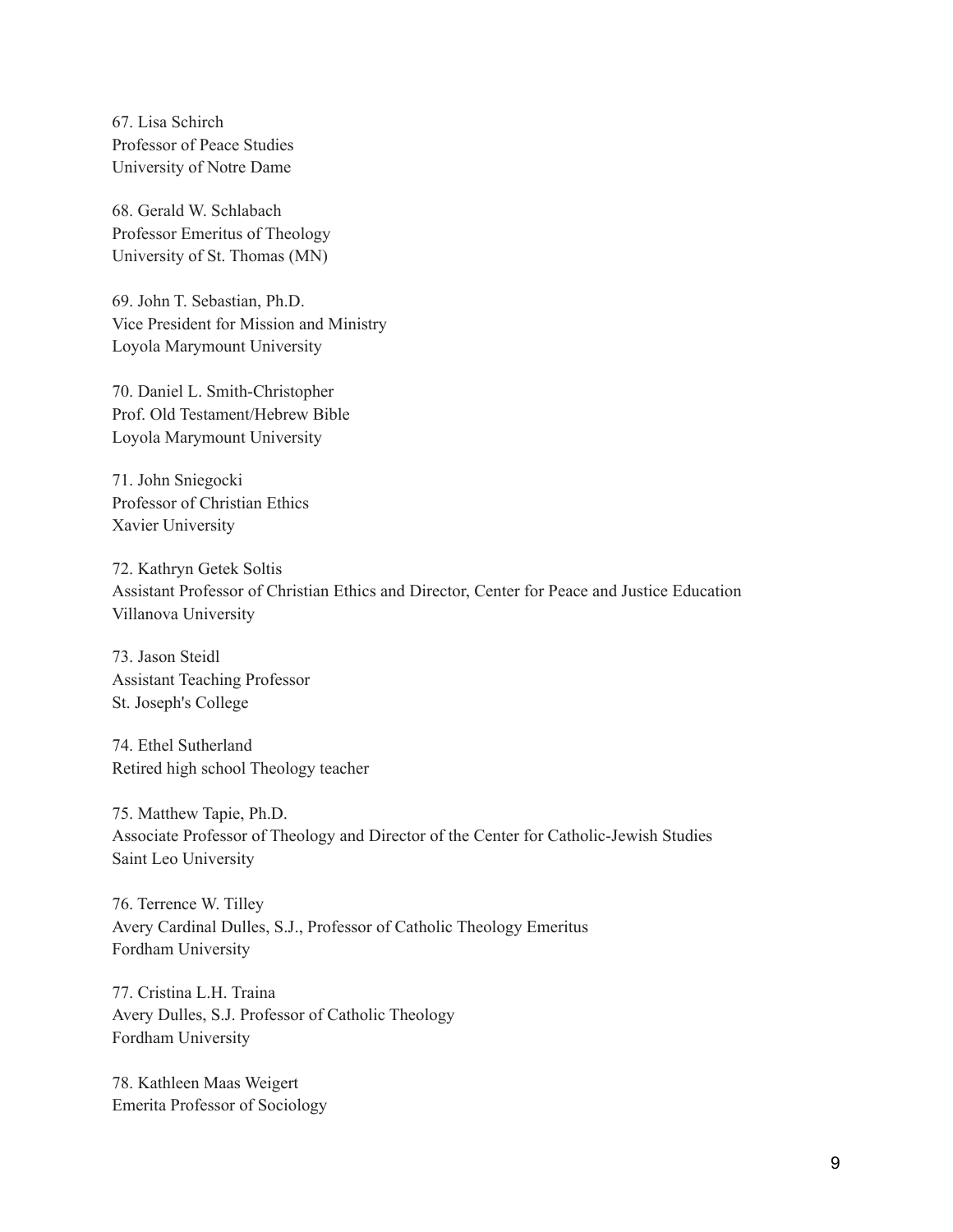67. Lisa Schirch
Professor of Peace Studies
University of Notre Dame

68. Gerald W. Schlabach
Professor Emeritus of Theology
University of St. Thomas (MN)

69. John T. Sebastian, Ph.D.
Vice President for Mission and Ministry
Loyola Marymount University

70. Daniel L. Smith-Christopher
Prof. Old Testament/Hebrew Bible
Loyola Marymount University

71. John Sniegocki
Professor of Christian Ethics
Xavier University

72. Kathryn Getek Soltis
Assistant Professor of Christian Ethics and Director, Center for Peace and Justice Education
Villanova University

73. Jason Steidl
Assistant Teaching Professor
St. Joseph's College

74. Ethel Sutherland
Retired high school Theology teacher

75. Matthew Tapie, Ph.D.
Associate Professor of Theology and Director of the Center for Catholic-Jewish Studies
Saint Leo University

76. Terrence W. Tilley
Avery Cardinal Dulles, S.J., Professor of Catholic Theology Emeritus
Fordham University

77. Cristina L.H. Traina
Avery Dulles, S.J. Professor of Catholic Theology
Fordham University

78. Kathleen Maas Weigert
Emerita Professor of Sociology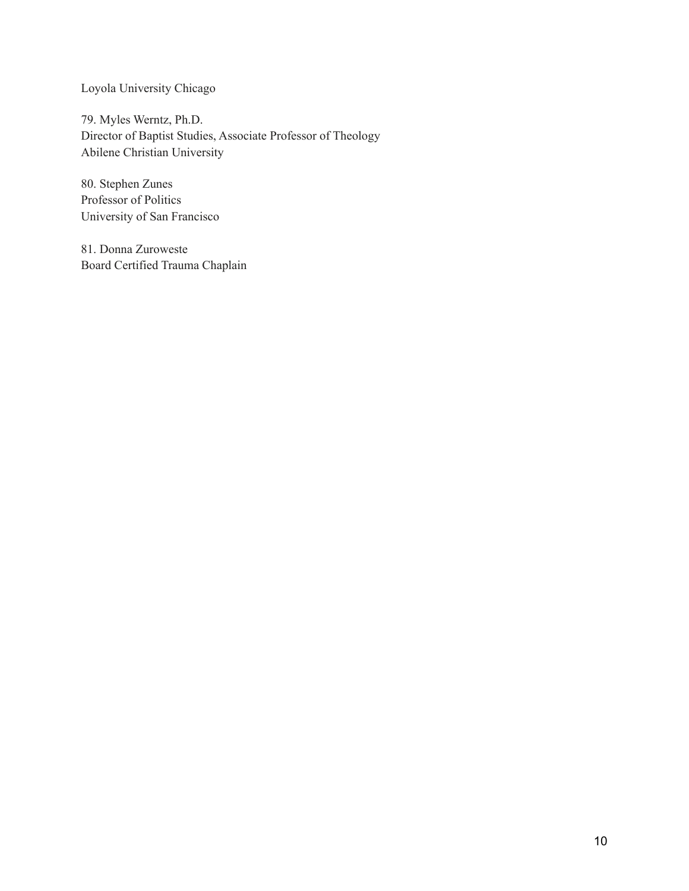Loyola University Chicago

79. Myles Werntz, Ph.D.
Director of Baptist Studies, Associate Professor of Theology
Abilene Christian University

80. Stephen Zunes
Professor of Politics
University of San Francisco

81. Donna Zuroweste
Board Certified Trauma Chaplain